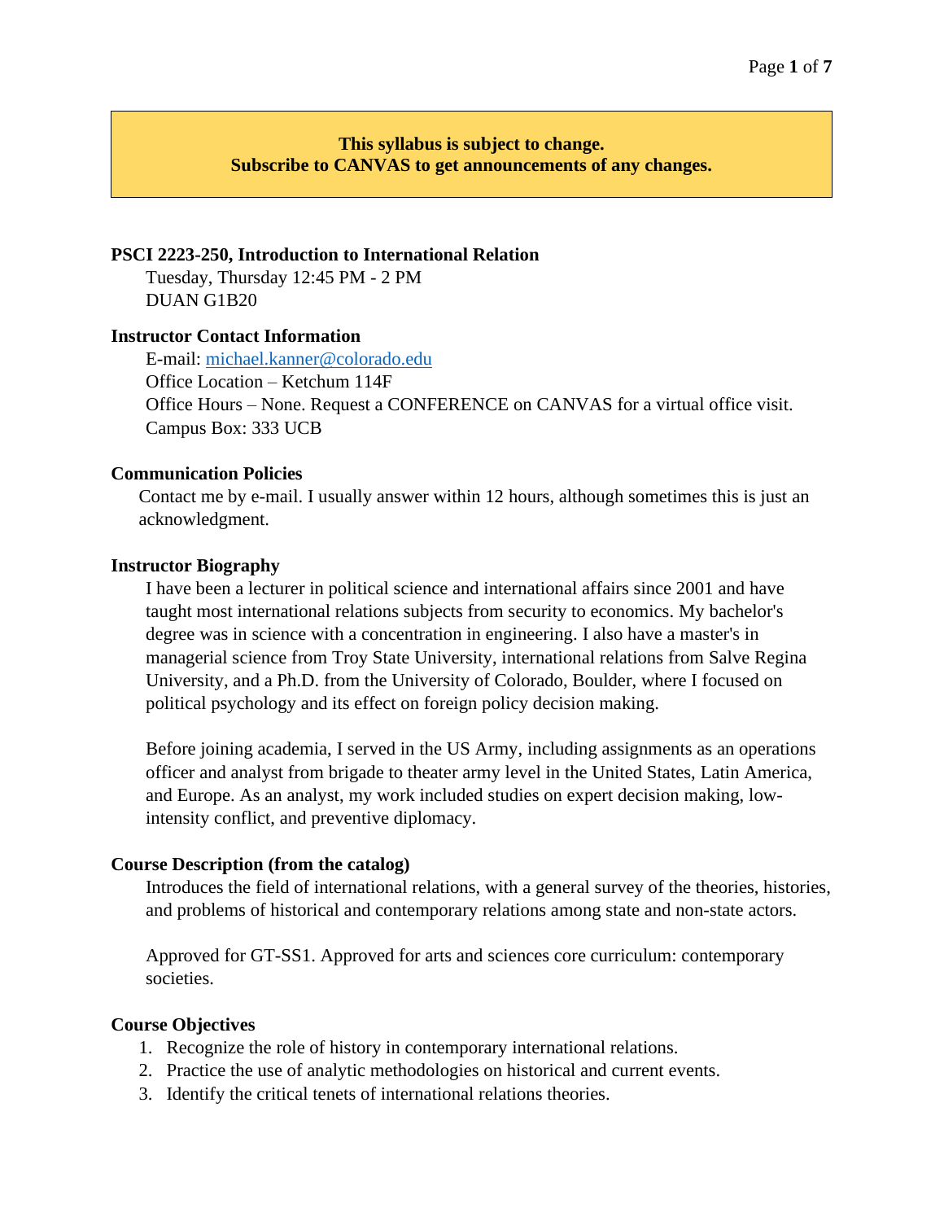**This syllabus is subject to change.**
**Subscribe to CANVAS to get announcements of any changes.**

**PSCI 2223-250, Introduction to International Relation**

Tuesday, Thursday 12:45 PM - 2 PM
DUAN G1B20

**Instructor Contact Information**

E-mail: michael.kanner@colorado.edu
Office Location – Ketchum 114F
Office Hours – None. Request a CONFERENCE on CANVAS for a virtual office visit.
Campus Box: 333 UCB

**Communication Policies**

Contact me by e-mail. I usually answer within 12 hours, although sometimes this is just an acknowledgment.

**Instructor Biography**

I have been a lecturer in political science and international affairs since 2001 and have taught most international relations subjects from security to economics. My bachelor's degree was in science with a concentration in engineering. I also have a master's in managerial science from Troy State University, international relations from Salve Regina University, and a Ph.D. from the University of Colorado, Boulder, where I focused on political psychology and its effect on foreign policy decision making.

Before joining academia, I served in the US Army, including assignments as an operations officer and analyst from brigade to theater army level in the United States, Latin America, and Europe. As an analyst, my work included studies on expert decision making, low-intensity conflict, and preventive diplomacy.

**Course Description (from the catalog)**

Introduces the field of international relations, with a general survey of the theories, histories, and problems of historical and contemporary relations among state and non-state actors.

Approved for GT-SS1. Approved for arts and sciences core curriculum: contemporary societies.

**Course Objectives**

1. Recognize the role of history in contemporary international relations.
2. Practice the use of analytic methodologies on historical and current events.
3. Identify the critical tenets of international relations theories.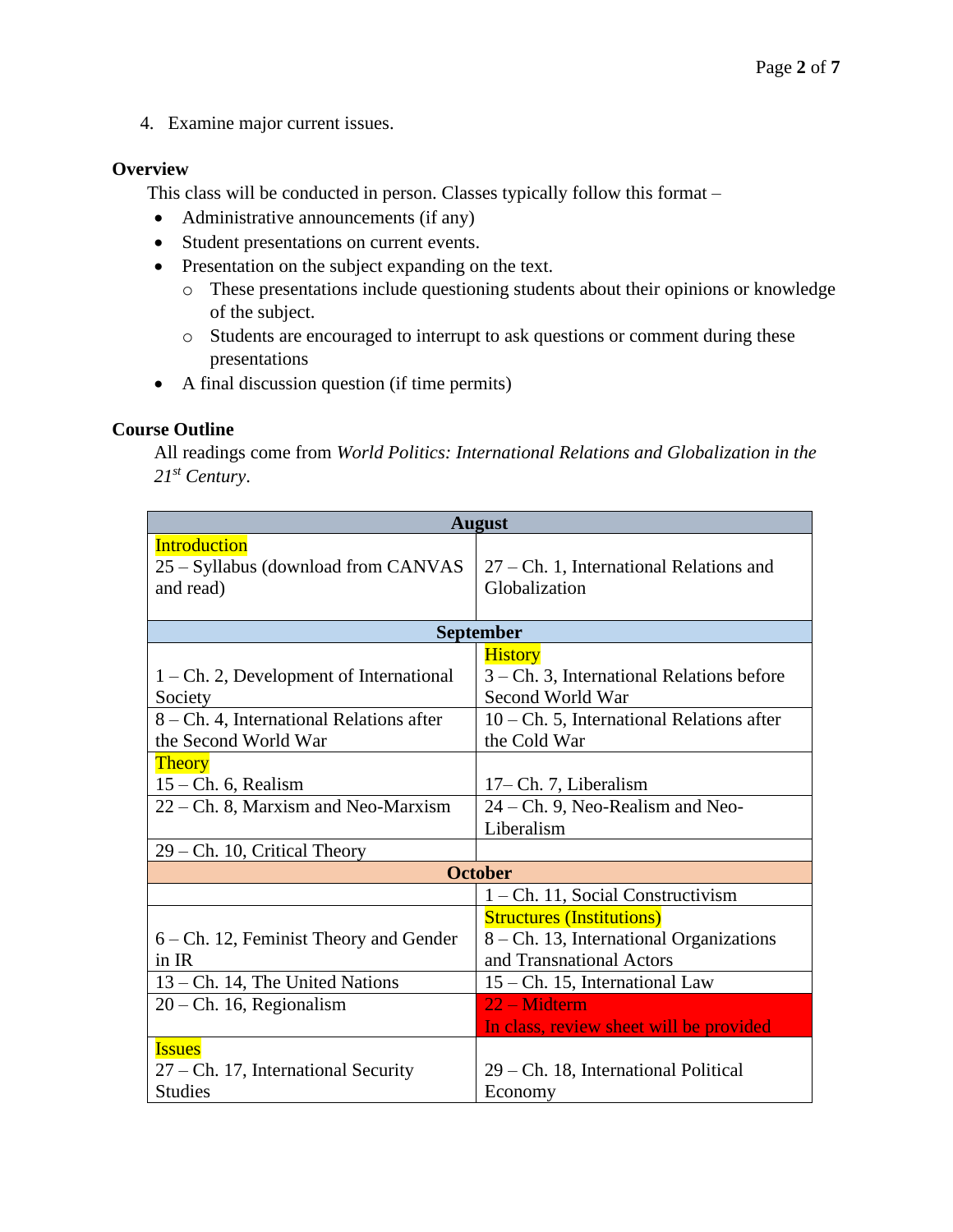4. Examine major current issues.

**Overview**

This class will be conducted in person. Classes typically follow this format –

- Administrative announcements (if any)
- Student presentations on current events.
- Presentation on the subject expanding on the text.
  - These presentations include questioning students about their opinions or knowledge of the subject.
  - Students are encouraged to interrupt to ask questions or comment during these presentations
- A final discussion question (if time permits)

**Course Outline**

All readings come from *World Politics: International Relations and Globalization in the 21st Century*.

| **August** | |
|---|---|
| Introduction<br>25 – Syllabus (download from CANVAS and read) | 27 – Ch. 1, International Relations and Globalization |
| **September** | |
| 1 – Ch. 2, Development of International Society | History<br>3 – Ch. 3, International Relations before Second World War |
| 8 – Ch. 4, International Relations after the Second World War | 10 – Ch. 5, International Relations after the Cold War |
| Theory<br>15 – Ch. 6, Realism | 17– Ch. 7, Liberalism |
| 22 – Ch. 8, Marxism and Neo-Marxism | 24 – Ch. 9, Neo-Realism and Neo-Liberalism |
| 29 – Ch. 10, Critical Theory | |
| **October** | |
| | 1 – Ch. 11, Social Constructivism |
| 6 – Ch. 12, Feminist Theory and Gender in IR | Structures (Institutions)<br>8 – Ch. 13, International Organizations and Transnational Actors |
| 13 – Ch. 14, The United Nations | 15 – Ch. 15, International Law |
| 20 – Ch. 16, Regionalism | 22 – Midterm<br>In class, review sheet will be provided |
| Issues<br>27 – Ch. 17, International Security Studies | 29 – Ch. 18, International Political Economy |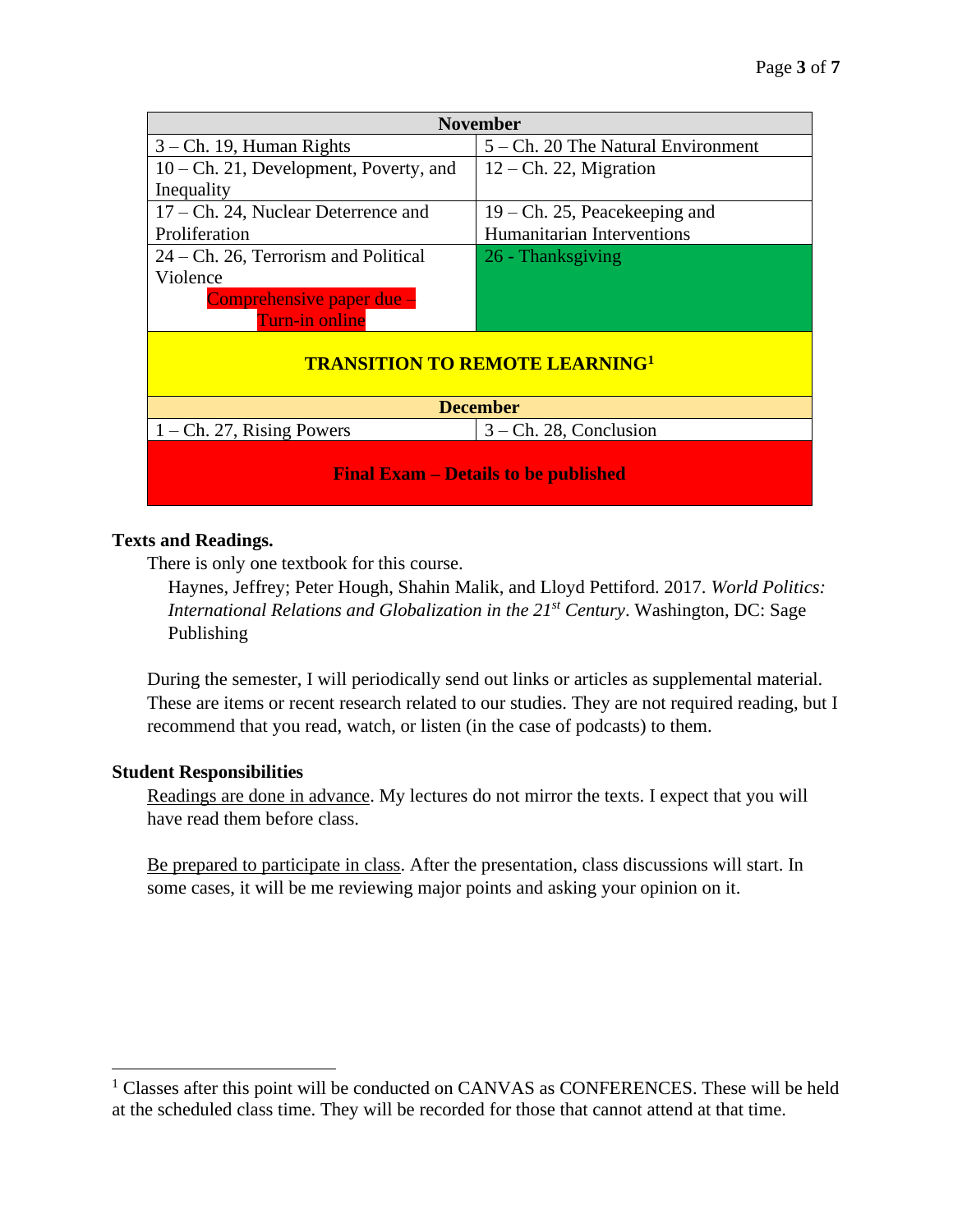| November | |
|---|---|
| 3 – Ch. 19, Human Rights | 5 – Ch. 20 The Natural Environment |
| 10 – Ch. 21, Development, Poverty, and Inequality | 12 – Ch. 22, Migration |
| 17 – Ch. 24, Nuclear Deterrence and Proliferation | 19 – Ch. 25, Peacekeeping and Humanitarian Interventions |
| 24 – Ch. 26, Terrorism and Political Violence<br>Comprehensive paper due – Turn-in online | 26 - Thanksgiving |
| **TRANSITION TO REMOTE LEARNING[1]** | |
| **December** | |
| 1 – Ch. 27, Rising Powers | 3 – Ch. 28, Conclusion |
| **Final Exam – Details to be published** | |

**Texts and Readings.**

There is only one textbook for this course.

Haynes, Jeffrey; Peter Hough, Shahin Malik, and Lloyd Pettiford. 2017. *World Politics: International Relations and Globalization in the 21st Century*. Washington, DC: Sage Publishing

During the semester, I will periodically send out links or articles as supplemental material. These are items or recent research related to our studies. They are not required reading, but I recommend that you read, watch, or listen (in the case of podcasts) to them.

**Student Responsibilities**

Readings are done in advance. My lectures do not mirror the texts. I expect that you will have read them before class.

Be prepared to participate in class. After the presentation, class discussions will start. In some cases, it will be me reviewing major points and asking your opinion on it.

[1] Classes after this point will be conducted on CANVAS as CONFERENCES. These will be held at the scheduled class time. They will be recorded for those that cannot attend at that time.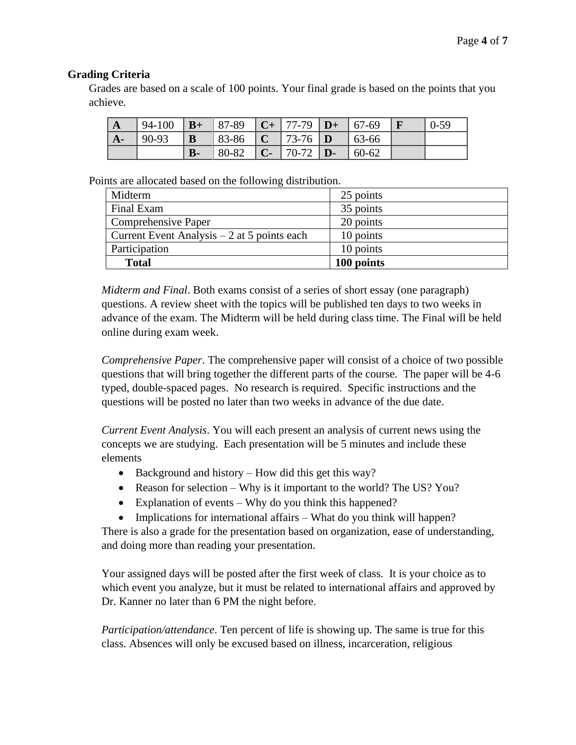**Grading Criteria**

Grades are based on a scale of 100 points. Your final grade is based on the points that you achieve.

| **A** | 94-100 | **B+** | 87-89 | **C+** | 77-79 | **D+** | 67-69 | **F** | 0-59 |
|---|---|---|---|---|---|---|---|---|---|
| **A-** | 90-93 | **B** | 83-86 | **C** | 73-76 | **D** | 63-66 | | |
| | | **B-** | 80-82 | **C-** | 70-72 | **D-** | 60-62 | | |

Points are allocated based on the following distribution.

| Item | Points |
|---|---|
| Midterm | 25 points |
| Final Exam | 35 points |
| Comprehensive Paper | 20 points |
| Current Event Analysis – 2 at 5 points each | 10 points |
| Participation | 10 points |
| **Total** | **100 points** |

*Midterm and Final*. Both exams consist of a series of short essay (one paragraph) questions. A review sheet with the topics will be published ten days to two weeks in advance of the exam. The Midterm will be held during class time. The Final will be held online during exam week.

*Comprehensive Paper*. The comprehensive paper will consist of a choice of two possible questions that will bring together the different parts of the course. The paper will be 4-6 typed, double-spaced pages. No research is required. Specific instructions and the questions will be posted no later than two weeks in advance of the due date.

*Current Event Analysis*. You will each present an analysis of current news using the concepts we are studying. Each presentation will be 5 minutes and include these elements

- Background and history – How did this get this way?
- Reason for selection – Why is it important to the world? The US? You?
- Explanation of events – Why do you think this happened?
- Implications for international affairs – What do you think will happen?

There is also a grade for the presentation based on organization, ease of understanding, and doing more than reading your presentation.

Your assigned days will be posted after the first week of class. It is your choice as to which event you analyze, but it must be related to international affairs and approved by Dr. Kanner no later than 6 PM the night before.

*Participation/attendance*. Ten percent of life is showing up. The same is true for this class. Absences will only be excused based on illness, incarceration, religious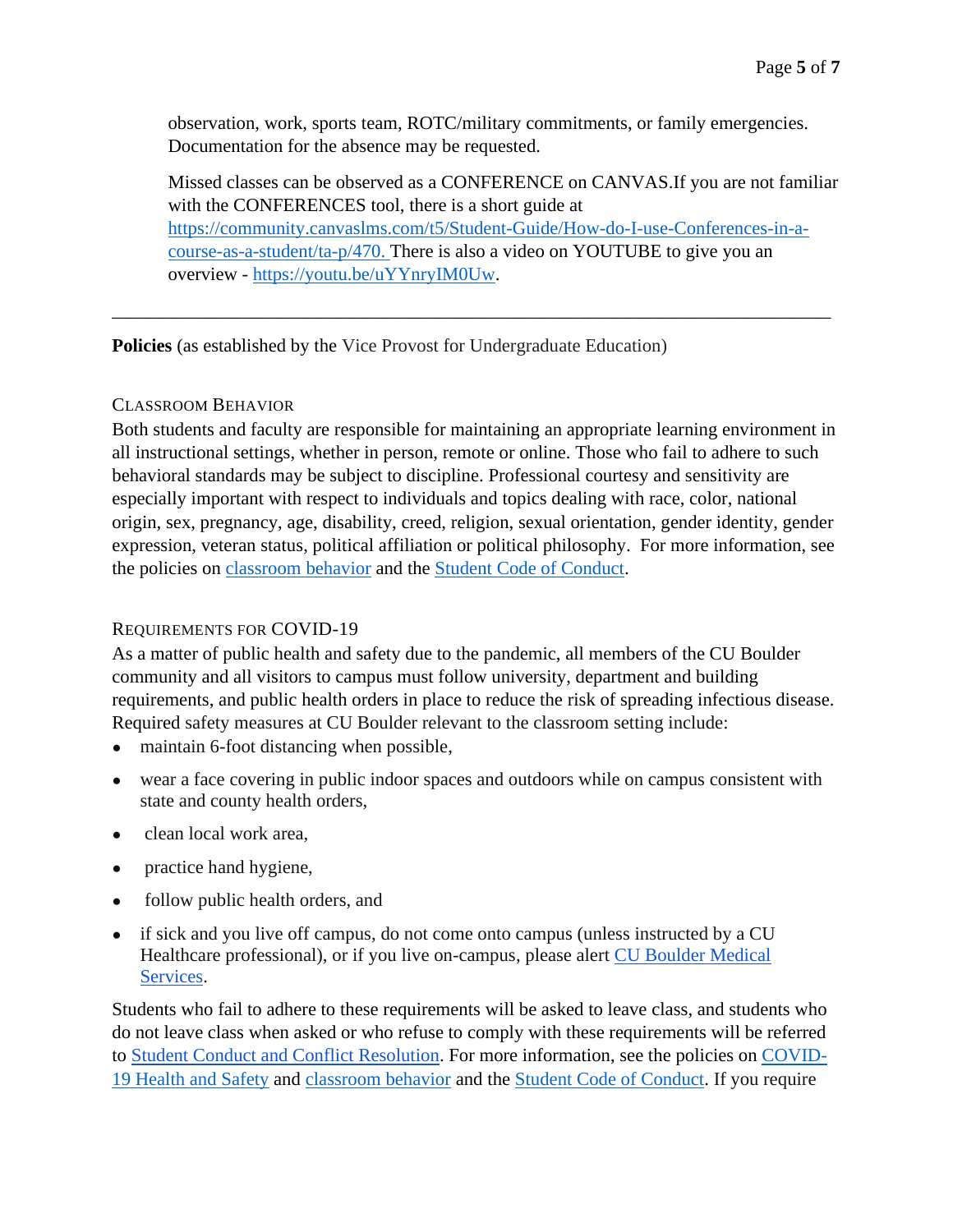observation, work, sports team, ROTC/military commitments, or family emergencies. Documentation for the absence may be requested.

Missed classes can be observed as a CONFERENCE on CANVAS.If you are not familiar with the CONFERENCES tool, there is a short guide at https://community.canvaslms.com/t5/Student-Guide/How-do-I-use-Conferences-in-a-course-as-a-student/ta-p/470. There is also a video on YOUTUBE to give you an overview - https://youtu.be/uYYnryIM0Uw.

---

**Policies** (as established by the Vice Provost for Undergraduate Education)

### Classroom Behavior

Both students and faculty are responsible for maintaining an appropriate learning environment in all instructional settings, whether in person, remote or online. Those who fail to adhere to such behavioral standards may be subject to discipline. Professional courtesy and sensitivity are especially important with respect to individuals and topics dealing with race, color, national origin, sex, pregnancy, age, disability, creed, religion, sexual orientation, gender identity, gender expression, veteran status, political affiliation or political philosophy. For more information, see the policies on [classroom behavior]() and the [Student Code of Conduct]().

### Requirements for COVID-19

As a matter of public health and safety due to the pandemic, all members of the CU Boulder community and all visitors to campus must follow university, department and building requirements, and public health orders in place to reduce the risk of spreading infectious disease. Required safety measures at CU Boulder relevant to the classroom setting include:

- maintain 6-foot distancing when possible,
- wear a face covering in public indoor spaces and outdoors while on campus consistent with state and county health orders,
- clean local work area,
- practice hand hygiene,
- follow public health orders, and
- if sick and you live off campus, do not come onto campus (unless instructed by a CU Healthcare professional), or if you live on-campus, please alert [CU Boulder Medical Services]().

Students who fail to adhere to these requirements will be asked to leave class, and students who do not leave class when asked or who refuse to comply with these requirements will be referred to [Student Conduct and Conflict Resolution](). For more information, see the policies on [COVID-19 Health and Safety]() and [classroom behavior]() and the [Student Code of Conduct](). If you require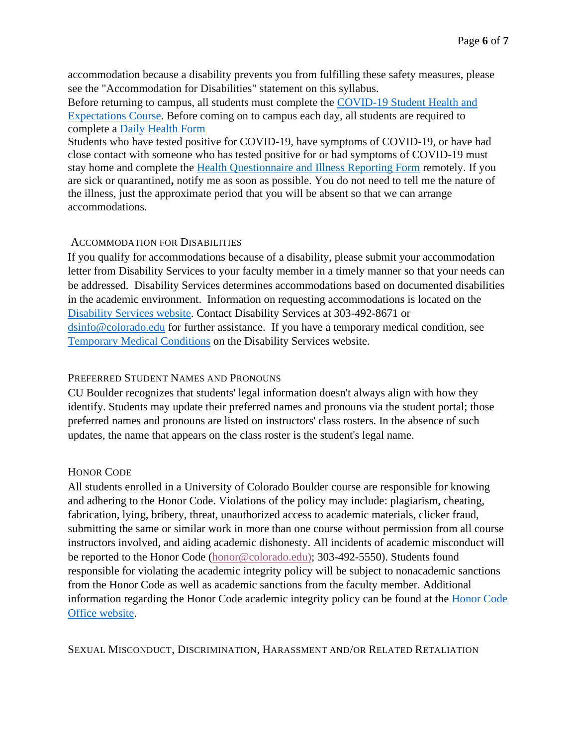accommodation because a disability prevents you from fulfilling these safety measures, please see the "Accommodation for Disabilities" statement on this syllabus.
Before returning to campus, all students must complete the [COVID-19 Student Health and Expectations Course](). Before coming on to campus each day, all students are required to complete a [Daily Health Form]()
Students who have tested positive for COVID-19, have symptoms of COVID-19, or have had close contact with someone who has tested positive for or had symptoms of COVID-19 must stay home and complete the [Health Questionnaire and Illness Reporting Form]() remotely. If you are sick or quarantined**,** notify me as soon as possible. You do not need to tell me the nature of the illness, just the approximate period that you will be absent so that we can arrange accommodations.

### Accommodation for Disabilities

If you qualify for accommodations because of a disability, please submit your accommodation letter from Disability Services to your faculty member in a timely manner so that your needs can be addressed. Disability Services determines accommodations based on documented disabilities in the academic environment. Information on requesting accommodations is located on the [Disability Services website](). Contact Disability Services at 303-492-8671 or [dsinfo@colorado.edu]() for further assistance. If you have a temporary medical condition, see [Temporary Medical Conditions]() on the Disability Services website.

### Preferred Student Names and Pronouns

CU Boulder recognizes that students' legal information doesn't always align with how they identify. Students may update their preferred names and pronouns via the student portal; those preferred names and pronouns are listed on instructors' class rosters. In the absence of such updates, the name that appears on the class roster is the student's legal name.

### Honor Code

All students enrolled in a University of Colorado Boulder course are responsible for knowing and adhering to the Honor Code. Violations of the policy may include: plagiarism, cheating, fabrication, lying, bribery, threat, unauthorized access to academic materials, clicker fraud, submitting the same or similar work in more than one course without permission from all course instructors involved, and aiding academic dishonesty. All incidents of academic misconduct will be reported to the Honor Code ([honor@colorado.edu]()); 303-492-5550). Students found responsible for violating the academic integrity policy will be subject to nonacademic sanctions from the Honor Code as well as academic sanctions from the faculty member. Additional information regarding the Honor Code academic integrity policy can be found at the [Honor Code Office website]().

### Sexual Misconduct, Discrimination, Harassment and/or Related Retaliation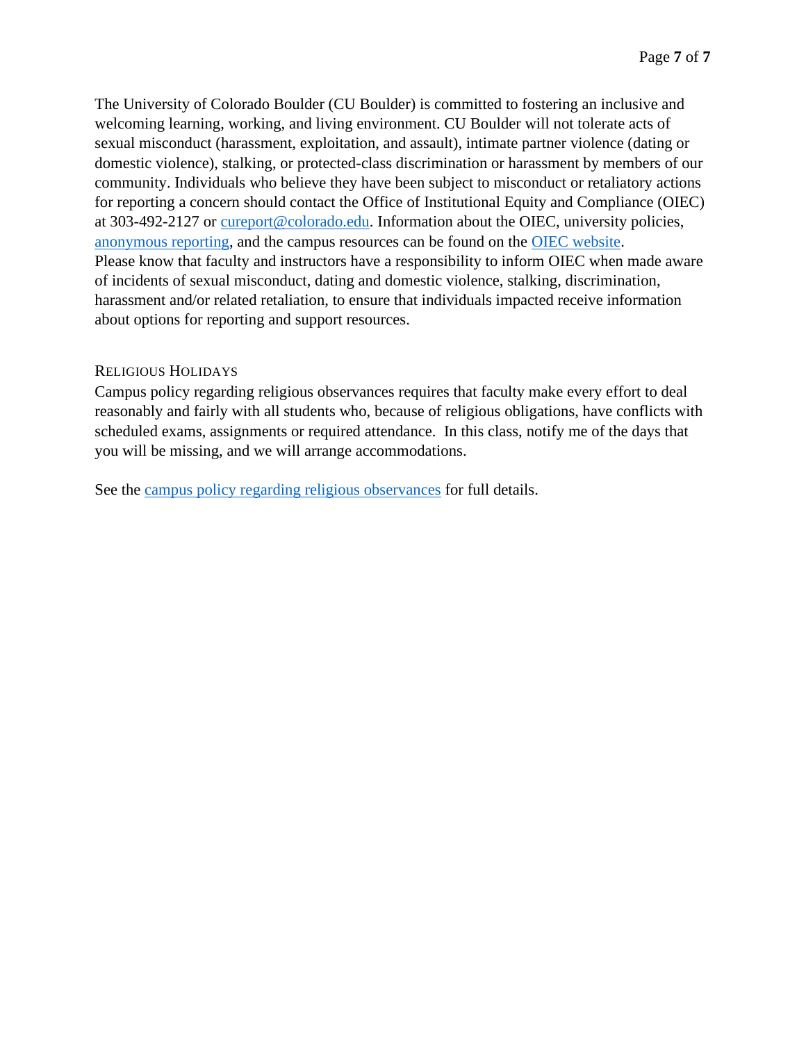The University of Colorado Boulder (CU Boulder) is committed to fostering an inclusive and welcoming learning, working, and living environment. CU Boulder will not tolerate acts of sexual misconduct (harassment, exploitation, and assault), intimate partner violence (dating or domestic violence), stalking, or protected-class discrimination or harassment by members of our community. Individuals who believe they have been subject to misconduct or retaliatory actions for reporting a concern should contact the Office of Institutional Equity and Compliance (OIEC) at 303-492-2127 or cureport@colorado.edu. Information about the OIEC, university policies, anonymous reporting, and the campus resources can be found on the OIEC website.
Please know that faculty and instructors have a responsibility to inform OIEC when made aware of incidents of sexual misconduct, dating and domestic violence, stalking, discrimination, harassment and/or related retaliation, to ensure that individuals impacted receive information about options for reporting and support resources.

### RELIGIOUS HOLIDAYS

Campus policy regarding religious observances requires that faculty make every effort to deal reasonably and fairly with all students who, because of religious obligations, have conflicts with scheduled exams, assignments or required attendance. In this class, notify me of the days that you will be missing, and we will arrange accommodations.

See the campus policy regarding religious observances for full details.